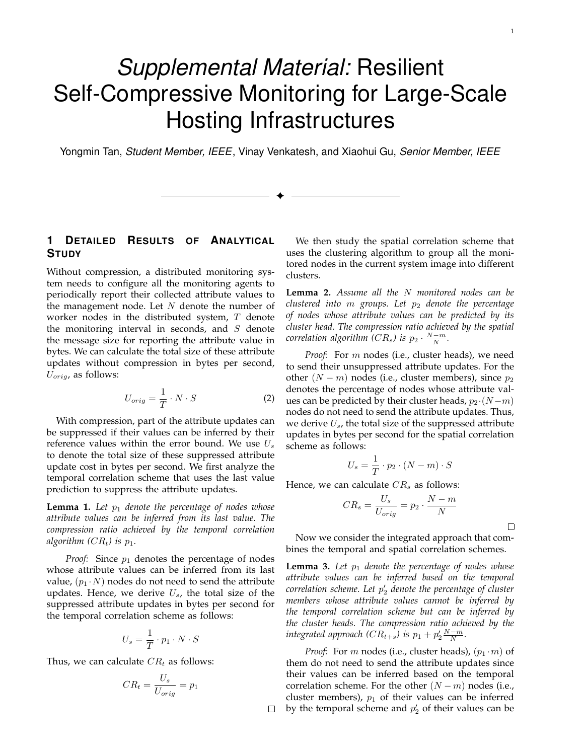# *Supplemental Material:* Resilient Self-Compressive Monitoring for Large-Scale Hosting Infrastructures

Yongmin Tan, *Student Member, IEEE*, Vinay Venkatesh, and Xiaohui Gu, *Senior Member, IEEE*

---

## 1 Detailed Results of Analytical Study

Without compression, a distributed monitoring system needs to configure all the monitoring agents to periodically report their collected attribute values to the management node. Let $N$ denote the number of worker nodes in the distributed system, $T$ denote the monitoring interval in seconds, and $S$ denote the message size for reporting the attribute value in bytes. We can calculate the total size of these attribute updates without compression in bytes per second, $U_{orig}$, as follows:

$$U_{orig} = \frac{1}{T} \cdot N \cdot S \tag{2}$$

With compression, part of the attribute updates can be suppressed if their values can be inferred by their reference values within the error bound. We use $U_s$ to denote the total size of these suppressed attribute update cost in bytes per second. We first analyze the temporal correlation scheme that uses the last value prediction to suppress the attribute updates.

**Lemma 1.** *Let $p_1$ denote the percentage of nodes whose attribute values can be inferred from its last value. The compression ratio achieved by the temporal correlation algorithm ($CR_t$) is $p_1$.*

*Proof:* Since $p_1$ denotes the percentage of nodes whose attribute values can be inferred from its last value, $(p_1 \cdot N)$ nodes do not need to send the attribute updates. Hence, we derive $U_s$, the total size of the suppressed attribute updates in bytes per second for the temporal correlation scheme as follows:

$$U_s = \frac{1}{T} \cdot p_1 \cdot N \cdot S$$

Thus, we can calculate $CR_t$ as follows:

$$CR_t = \frac{U_s}{U_{orig}} = p_1$$

□

We then study the spatial correlation scheme that uses the clustering algorithm to group all the monitored nodes in the current system image into different clusters.

**Lemma 2.** *Assume all the $N$ monitored nodes can be clustered into $m$ groups. Let $p_2$ denote the percentage of nodes whose attribute values can be predicted by its cluster head. The compression ratio achieved by the spatial correlation algorithm ($CR_s$) is $p_2 \cdot \frac{N-m}{N}$.*

*Proof:* For $m$ nodes (i.e., cluster heads), we need to send their unsuppressed attribute updates. For the other $(N-m)$ nodes (i.e., cluster members), since $p_2$ denotes the percentage of nodes whose attribute values can be predicted by their cluster heads, $p_2 \cdot (N-m)$ nodes do not need to send the attribute updates. Thus, we derive $U_s$, the total size of the suppressed attribute updates in bytes per second for the spatial correlation scheme as follows:

$$U_s = \frac{1}{T} \cdot p_2 \cdot (N-m) \cdot S$$

Hence, we can calculate $CR_s$ as follows:

$$CR_s = \frac{U_s}{U_{orig}} = p_2 \cdot \frac{N-m}{N}$$

□

Now we consider the integrated approach that combines the temporal and spatial correlation schemes.

**Lemma 3.** *Let $p_1$ denote the percentage of nodes whose attribute values can be inferred based on the temporal correlation scheme. Let $p_2'$ denote the percentage of cluster members whose attribute values cannot be inferred by the temporal correlation scheme but can be inferred by the cluster heads. The compression ratio achieved by the integrated approach ($CR_{t+s}$) is $p_1 + p_2' \frac{N-m}{N}$.*

*Proof:* For $m$ nodes (i.e., cluster heads), $(p_1 \cdot m)$ of them do not need to send the attribute updates since their values can be inferred based on the temporal correlation scheme. For the other $(N-m)$ nodes (i.e., cluster members), $p_1$ of their values can be inferred by the temporal scheme and $p_2'$ of their values can be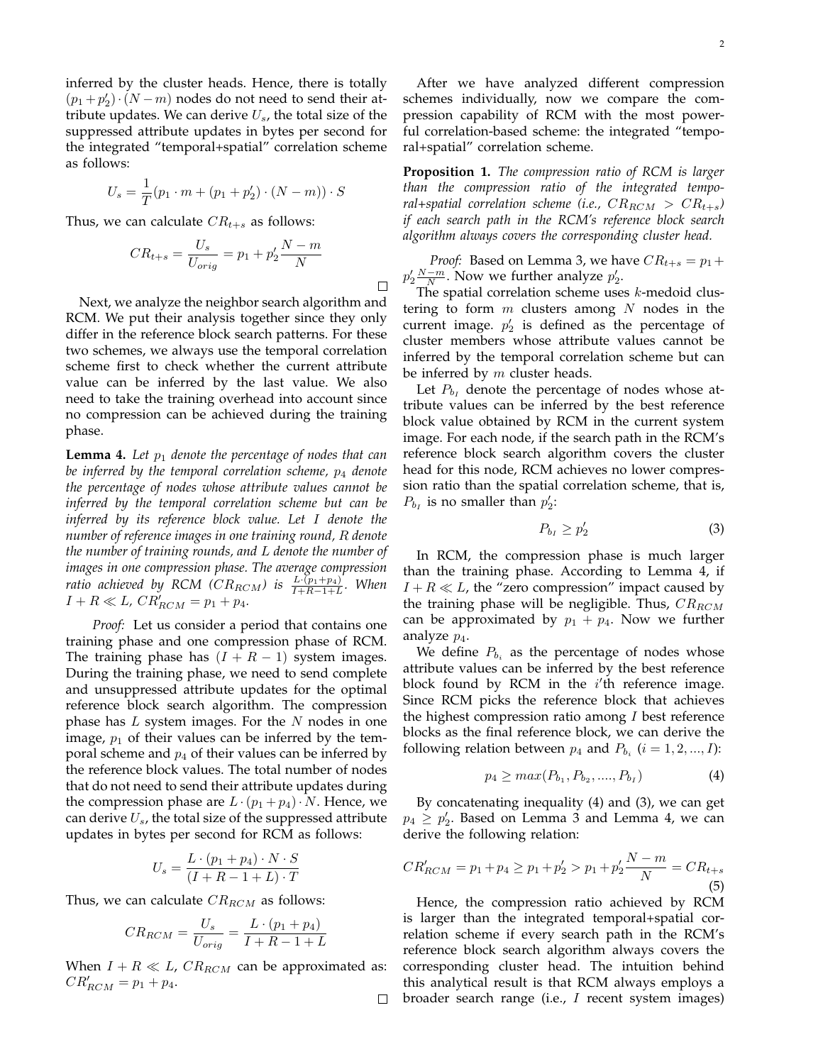inferred by the cluster heads. Hence, there is totally $(p_1+p'_2)\cdot(N-m)$ nodes do not need to send their attribute updates. We can derive $U_s$, the total size of the suppressed attribute updates in bytes per second for the integrated "temporal+spatial" correlation scheme as follows:

$$U_s = \frac{1}{T}(p_1 \cdot m + (p_1 + p'_2)\cdot(N-m))\cdot S$$

Thus, we can calculate $CR_{t+s}$ as follows:

$$CR_{t+s} = \frac{U_s}{U_{orig}} = p_1 + p'_2\frac{N-m}{N}$$

□

Next, we analyze the neighbor search algorithm and RCM. We put their analysis together since they only differ in the reference block search patterns. For these two schemes, we always use the temporal correlation scheme first to check whether the current attribute value can be inferred by the last value. We also need to take the training overhead into account since no compression can be achieved during the training phase.

**Lemma 4.** *Let $p_1$ denote the percentage of nodes that can be inferred by the temporal correlation scheme, $p_4$ denote the percentage of nodes whose attribute values cannot be inferred by the temporal correlation scheme but can be inferred by its reference block value. Let $I$ denote the number of reference images in one training round, $R$ denote the number of training rounds, and $L$ denote the number of images in one compression phase. The average compression ratio achieved by RCM ($CR_{RCM}$) is $\frac{L\cdot(p_1+p_4)}{I+R-1+L}$. When $I+R \ll L$, $CR'_{RCM} = p_1 + p_4$.*

*Proof:* Let us consider a period that contains one training phase and one compression phase of RCM. The training phase has $(I+R-1)$ system images. During the training phase, we need to send complete and unsuppressed attribute updates for the optimal reference block search algorithm. The compression phase has $L$ system images. For the $N$ nodes in one image, $p_1$ of their values can be inferred by the temporal scheme and $p_4$ of their values can be inferred by the reference block values. The total number of nodes that do not need to send their attribute updates during the compression phase are $L\cdot(p_1+p_4)\cdot N$. Hence, we can derive $U_s$, the total size of the suppressed attribute updates in bytes per second for RCM as follows:

$$U_s = \frac{L\cdot(p_1+p_4)\cdot N\cdot S}{(I+R-1+L)\cdot T}$$

Thus, we can calculate $CR_{RCM}$ as follows:

$$CR_{RCM} = \frac{U_s}{U_{orig}} = \frac{L\cdot(p_1+p_4)}{I+R-1+L}$$

When $I+R \ll L$, $CR_{RCM}$ can be approximated as: $CR'_{RCM} = p_1 + p_4$.

□

After we have analyzed different compression schemes individually, now we compare the compression capability of RCM with the most powerful correlation-based scheme: the integrated "temporal+spatial" correlation scheme.

**Proposition 1.** *The compression ratio of RCM is larger than the compression ratio of the integrated temporal+spatial correlation scheme (i.e., $CR_{RCM} > CR_{t+s}$) if each search path in the RCM's reference block search algorithm always covers the corresponding cluster head.*

*Proof:* Based on Lemma 3, we have $CR_{t+s} = p_1 + p'_2\frac{N-m}{N}$. Now we further analyze $p'_2$.

The spatial correlation scheme uses $k$-medoid clustering to form $m$ clusters among $N$ nodes in the current image. $p'_2$ is defined as the percentage of cluster members whose attribute values cannot be inferred by the temporal correlation scheme but can be inferred by $m$ cluster heads.

Let $P_{b_I}$ denote the percentage of nodes whose attribute values can be inferred by the best reference block value obtained by RCM in the current system image. For each node, if the search path in the RCM's reference block search algorithm covers the cluster head for this node, RCM achieves no lower compression ratio than the spatial correlation scheme, that is, $P_{b_I}$ is no smaller than $p'_2$:

$$P_{b_I} \geq p'_2 \tag{3}$$

In RCM, the compression phase is much larger than the training phase. According to Lemma 4, if $I+R \ll L$, the "zero compression" impact caused by the training phase will be negligible. Thus, $CR_{RCM}$ can be approximated by $p_1 + p_4$. Now we further analyze $p_4$.

We define $P_{b_i}$ as the percentage of nodes whose attribute values can be inferred by the best reference block found by RCM in the $i$'th reference image. Since RCM picks the reference block that achieves the highest compression ratio among $I$ best reference blocks as the final reference block, we can derive the following relation between $p_4$ and $P_{b_i}$ $(i = 1, 2, ..., I)$:

$$p_4 \geq max(P_{b_1}, P_{b_2}, ...., P_{b_I}) \tag{4}$$

By concatenating inequality (4) and (3), we can get $p_4 \geq p'_2$. Based on Lemma 3 and Lemma 4, we can derive the following relation:

$$CR'_{RCM} = p_1 + p_4 \geq p_1 + p'_2 > p_1 + p'_2\frac{N-m}{N} = CR_{t+s} \tag{5}$$

Hence, the compression ratio achieved by RCM is larger than the integrated temporal+spatial correlation scheme if every search path in the RCM's reference block search algorithm always covers the corresponding cluster head. The intuition behind this analytical result is that RCM always employs a broader search range (i.e., $I$ recent system images)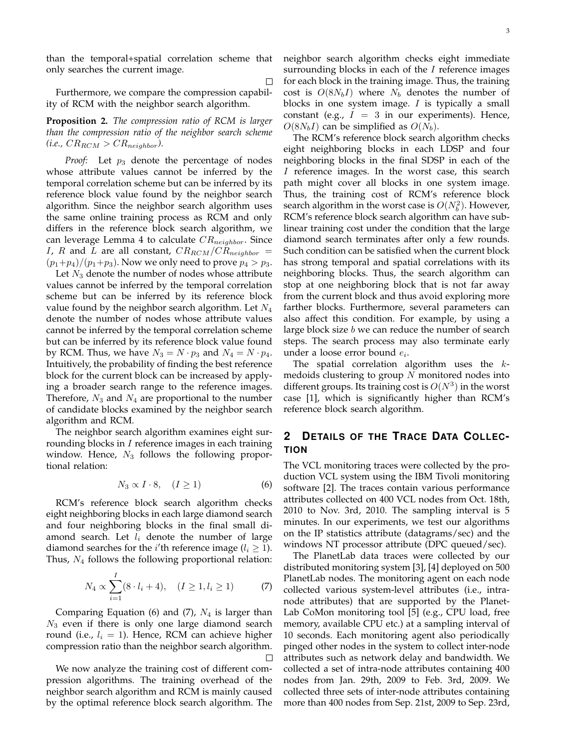than the temporal+spatial correlation scheme that only searches the current image.

□

Furthermore, we compare the compression capability of RCM with the neighbor search algorithm.

**Proposition 2.** *The compression ratio of RCM is larger than the compression ratio of the neighbor search scheme (i.e., $CR_{RCM} > CR_{neighbor}$).*

*Proof:* Let $p_3$ denote the percentage of nodes whose attribute values cannot be inferred by the temporal correlation scheme but can be inferred by its reference block value found by the neighbor search algorithm. Since the neighbor search algorithm uses the same online training process as RCM and only differs in the reference block search algorithm, we can leverage Lemma 4 to calculate $CR_{neighbor}$. Since $I$, $R$ and $L$ are all constant, $CR_{RCM}/CR_{neighbor} = (p_1+p_4)/(p_1+p_3)$. Now we only need to prove $p_4 > p_3$.

Let $N_3$ denote the number of nodes whose attribute values cannot be inferred by the temporal correlation scheme but can be inferred by its reference block value found by the neighbor search algorithm. Let $N_4$ denote the number of nodes whose attribute values cannot be inferred by the temporal correlation scheme but can be inferred by its reference block value found by RCM. Thus, we have $N_3 = N \cdot p_3$ and $N_4 = N \cdot p_4$. Intuitively, the probability of finding the best reference block for the current block can be increased by applying a broader search range to the reference images. Therefore, $N_3$ and $N_4$ are proportional to the number of candidate blocks examined by the neighbor search algorithm and RCM.

The neighbor search algorithm examines eight surrounding blocks in $I$ reference images in each training window. Hence, $N_3$ follows the following proportional relation:

$$N_3 \propto I \cdot 8, \quad (I \geq 1) \tag{6}$$

RCM's reference block search algorithm checks eight neighboring blocks in each large diamond search and four neighboring blocks in the final small diamond search. Let $l_i$ denote the number of large diamond searches for the $i$'th reference image ($l_i \geq 1$). Thus, $N_4$ follows the following proportional relation:

$$N_4 \propto \sum_{i=1}^{I} (8 \cdot l_i + 4), \quad (I \geq 1, l_i \geq 1) \tag{7}$$

Comparing Equation (6) and (7), $N_4$ is larger than $N_3$ even if there is only one large diamond search round (i.e., $l_i = 1$). Hence, RCM can achieve higher compression ratio than the neighbor search algorithm.

□

We now analyze the training cost of different compression algorithms. The training overhead of the neighbor search algorithm and RCM is mainly caused by the optimal reference block search algorithm. The neighbor search algorithm checks eight immediate surrounding blocks in each of the $I$ reference images for each block in the training image. Thus, the training cost is $O(8N_bI)$ where $N_b$ denotes the number of blocks in one system image. $I$ is typically a small constant (e.g., $I = 3$ in our experiments). Hence, $O(8N_bI)$ can be simplified as $O(N_b)$.

The RCM's reference block search algorithm checks eight neighboring blocks in each LDSP and four neighboring blocks in the final SDSP in each of the $I$ reference images. In the worst case, this search path might cover all blocks in one system image. Thus, the training cost of RCM's reference block search algorithm in the worst case is $O(N_b^2)$. However, RCM's reference block search algorithm can have sub-linear training cost under the condition that the large diamond search terminates after only a few rounds. Such condition can be satisfied when the current block has strong temporal and spatial correlations with its neighboring blocks. Thus, the search algorithm can stop at one neighboring block that is not far away from the current block and thus avoid exploring more farther blocks. Furthermore, several parameters can also affect this condition. For example, by using a large block size $b$ we can reduce the number of search steps. The search process may also terminate early under a loose error bound $e_i$.

The spatial correlation algorithm uses the $k$-medoids clustering to group $N$ monitored nodes into different groups. Its training cost is $O(N^3)$ in the worst case [1], which is significantly higher than RCM's reference block search algorithm.

## 2 Details of the Trace Data Collection

The VCL monitoring traces were collected by the production VCL system using the IBM Tivoli monitoring software [2]. The traces contain various performance attributes collected on 400 VCL nodes from Oct. 18th, 2010 to Nov. 3rd, 2010. The sampling interval is 5 minutes. In our experiments, we test our algorithms on the IP statistics attribute (datagrams/sec) and the windows NT processor attribute (DPC queued/sec).

The PlanetLab data traces were collected by our distributed monitoring system [3], [4] deployed on 500 PlanetLab nodes. The monitoring agent on each node collected various system-level attributes (i.e., intra-node attributes) that are supported by the PlanetLab CoMon monitoring tool [5] (e.g., CPU load, free memory, available CPU etc.) at a sampling interval of 10 seconds. Each monitoring agent also periodically pinged other nodes in the system to collect inter-node attributes such as network delay and bandwidth. We collected a set of intra-node attributes containing 400 nodes from Jan. 29th, 2009 to Feb. 3rd, 2009. We collected three sets of inter-node attributes containing more than 400 nodes from Sep. 21st, 2009 to Sep. 23rd,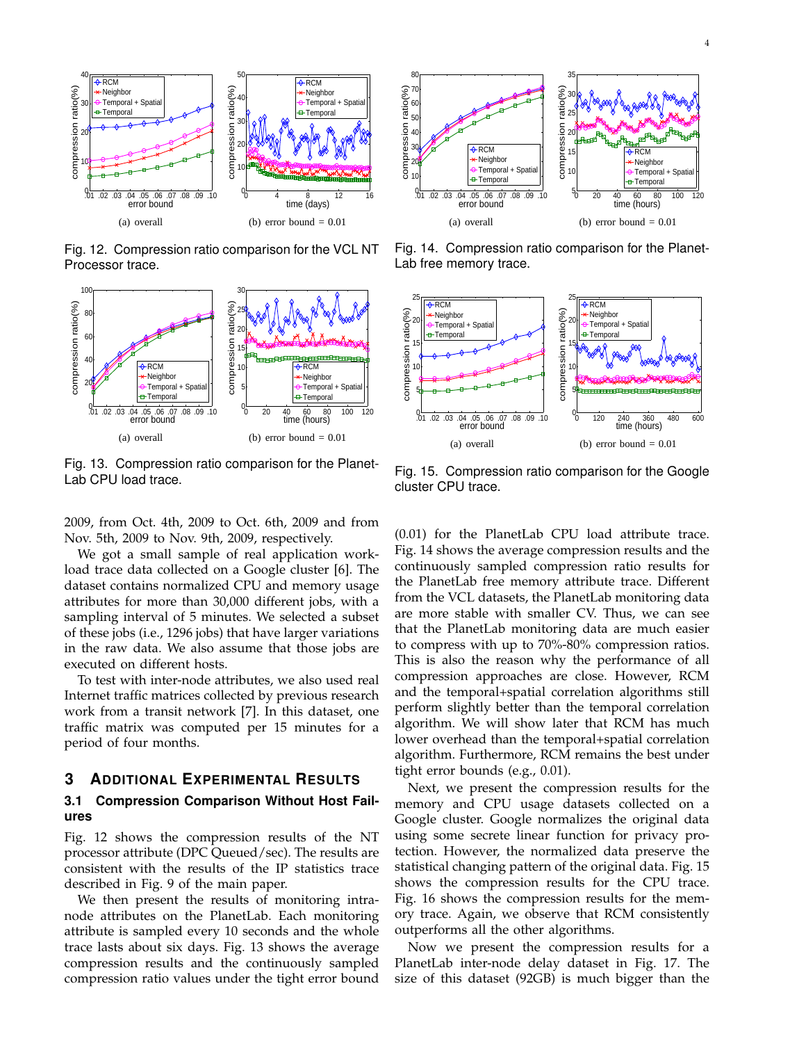(a) overall

(b) error bound = 0.01

Fig. 12. Compression ratio comparison for the VCL NT Processor trace.

(a) overall

(b) error bound = 0.01

Fig. 13. Compression ratio comparison for the PlanetLab CPU load trace.

(a) overall

(b) error bound = 0.01

Fig. 14. Compression ratio comparison for the PlanetLab free memory trace.

(a) overall

(b) error bound = 0.01

Fig. 15. Compression ratio comparison for the Google cluster CPU trace.

2009, from Oct. 4th, 2009 to Oct. 6th, 2009 and from Nov. 5th, 2009 to Nov. 9th, 2009, respectively.

We got a small sample of real application workload trace data collected on a Google cluster [6]. The dataset contains normalized CPU and memory usage attributes for more than 30,000 different jobs, with a sampling interval of 5 minutes. We selected a subset of these jobs (i.e., 1296 jobs) that have larger variations in the raw data. We also assume that those jobs are executed on different hosts.

To test with inter-node attributes, we also used real Internet traffic matrices collected by previous research work from a transit network [7]. In this dataset, one traffic matrix was computed per 15 minutes for a period of four months.

## 3 Additional Experimental Results

### 3.1 Compression Comparison Without Host Failures

Fig. 12 shows the compression results of the NT processor attribute (DPC Queued/sec). The results are consistent with the results of the IP statistics trace described in Fig. 9 of the main paper.

We then present the results of monitoring intra-node attributes on the PlanetLab. Each monitoring attribute is sampled every 10 seconds and the whole trace lasts about six days. Fig. 13 shows the average compression results and the continuously sampled compression ratio values under the tight error bound (0.01) for the PlanetLab CPU load attribute trace. Fig. 14 shows the average compression results and the continuously sampled compression ratio results for the PlanetLab free memory attribute trace. Different from the VCL datasets, the PlanetLab monitoring data are more stable with smaller CV. Thus, we can see that the PlanetLab monitoring data are much easier to compress with up to 70%-80% compression ratios. This is also the reason why the performance of all compression approaches are close. However, RCM and the temporal+spatial correlation algorithms still perform slightly better than the temporal correlation algorithm. We will show later that RCM has much lower overhead than the temporal+spatial correlation algorithm. Furthermore, RCM remains the best under tight error bounds (e.g., 0.01).

Next, we present the compression results for the memory and CPU usage datasets collected on a Google cluster. Google normalizes the original data using some secrete linear function for privacy protection. However, the normalized data preserve the statistical changing pattern of the original data. Fig. 15 shows the compression results for the CPU trace. Fig. 16 shows the compression results for the memory trace. Again, we observe that RCM consistently outperforms all the other algorithms.

Now we present the compression results for a PlanetLab inter-node delay dataset in Fig. 17. The size of this dataset (92GB) is much bigger than the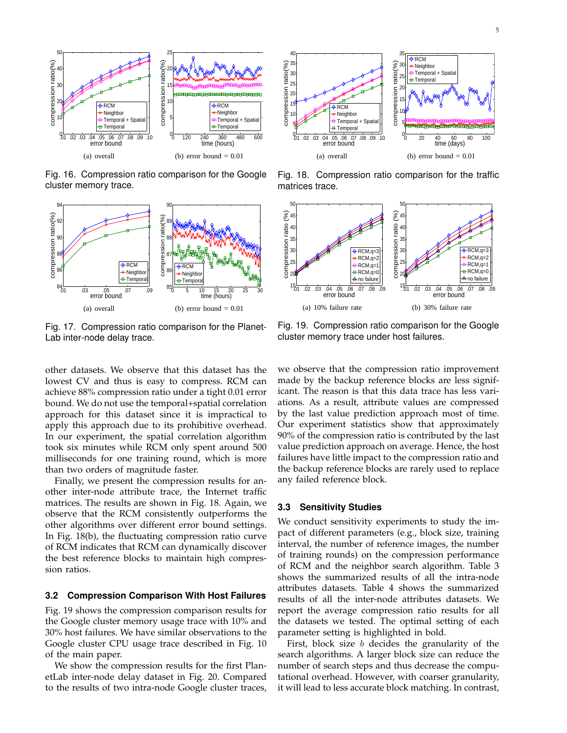(a) overall

(b) error bound = 0.01

Fig. 16. Compression ratio comparison for the Google cluster memory trace.

(a) overall

(b) error bound = 0.01

Fig. 17. Compression ratio comparison for the PlanetLab inter-node delay trace.

(a) overall

(b) error bound = 0.01

Fig. 18. Compression ratio comparison for the traffic matrices trace.

(a) 10% failure rate

(b) 30% failure rate

Fig. 19. Compression ratio comparison for the Google cluster memory trace under host failures.

other datasets. We observe that this dataset has the lowest CV and thus is easy to compress. RCM can achieve 88% compression ratio under a tight 0.01 error bound. We do not use the temporal+spatial correlation approach for this dataset since it is impractical to apply this approach due to its prohibitive overhead. In our experiment, the spatial correlation algorithm took six minutes while RCM only spent around 500 milliseconds for one training round, which is more than two orders of magnitude faster.

Finally, we present the compression results for another inter-node attribute trace, the Internet traffic matrices. The results are shown in Fig. 18. Again, we observe that the RCM consistently outperforms the other algorithms over different error bound settings. In Fig. 18(b), the fluctuating compression ratio curve of RCM indicates that RCM can dynamically discover the best reference blocks to maintain high compression ratios.

### 3.2 Compression Comparison With Host Failures

Fig. 19 shows the compression comparison results for the Google cluster memory usage trace with 10% and 30% host failures. We have similar observations to the Google cluster CPU usage trace described in Fig. 10 of the main paper.

We show the compression results for the first PlanetLab inter-node delay dataset in Fig. 20. Compared to the results of two intra-node Google cluster traces, we observe that the compression ratio improvement made by the backup reference blocks are less significant. The reason is that this data trace has less variations. As a result, attribute values are compressed by the last value prediction approach most of time. Our experiment statistics show that approximately 90% of the compression ratio is contributed by the last value prediction approach on average. Hence, the host failures have little impact to the compression ratio and the backup reference blocks are rarely used to replace any failed reference block.

### 3.3 Sensitivity Studies

We conduct sensitivity experiments to study the impact of different parameters (e.g., block size, training interval, the number of reference images, the number of training rounds) on the compression performance of RCM and the neighbor search algorithm. Table 3 shows the summarized results of all the intra-node attributes datasets. Table 4 shows the summarized results of all the inter-node attributes datasets. We report the average compression ratio results for all the datasets we tested. The optimal setting of each parameter setting is highlighted in bold.

First, block size $b$ decides the granularity of the search algorithms. A larger block size can reduce the number of search steps and thus decrease the computational overhead. However, with coarser granularity, it will lead to less accurate block matching. In contrast,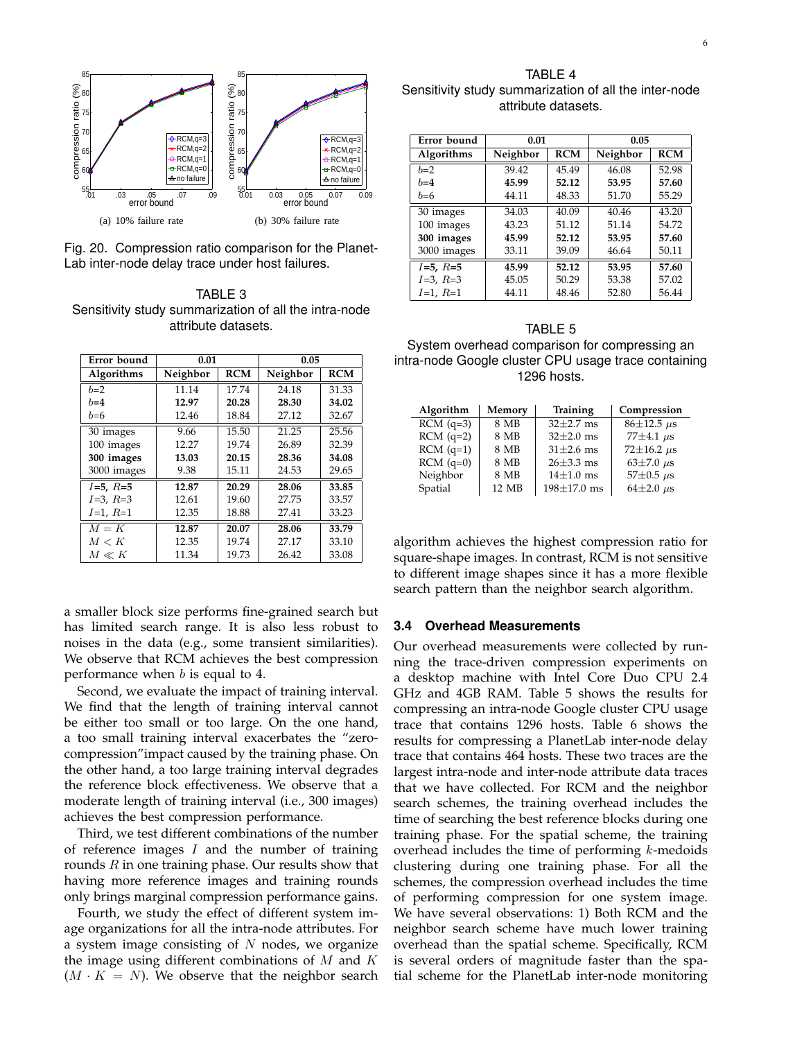Fig. 20. Compression ratio comparison for the PlanetLab inter-node delay trace under host failures.

(a) 10% failure rate

(b) 30% failure rate

TABLE 3
Sensitivity study summarization of all the intra-node attribute datasets.

| Error bound | 0.01 | | 0.05 | |
|---|---|---|---|---|
| Algorithms | Neighbor | RCM | Neighbor | RCM |
| $b$=2 | 11.14 | 17.74 | 24.18 | 31.33 |
| **$b$=4** | **12.97** | **20.28** | **28.30** | **34.02** |
| $b$=6 | 12.46 | 18.84 | 27.12 | 32.67 |
| 30 images | 9.66 | 15.50 | 21.25 | 25.56 |
| 100 images | 12.27 | 19.74 | 26.89 | 32.39 |
| **300 images** | **13.03** | **20.15** | **28.36** | **34.08** |
| 3000 images | 9.38 | 15.11 | 24.53 | 29.65 |
| **$I$=5, $R$=5** | **12.87** | **20.29** | **28.06** | **33.85** |
| $I$=3, $R$=3 | 12.61 | 19.60 | 27.75 | 33.57 |
| $I$=1, $R$=1 | 12.35 | 18.88 | 27.41 | 33.23 |
| **$M = K$** | **12.87** | **20.07** | **28.06** | **33.79** |
| $M < K$ | 12.35 | 19.74 | 27.17 | 33.10 |
| $M \ll K$ | 11.34 | 19.73 | 26.42 | 33.08 |

a smaller block size performs fine-grained search but has limited search range. It is also less robust to noises in the data (e.g., some transient similarities). We observe that RCM achieves the best compression performance when $b$ is equal to 4.

Second, we evaluate the impact of training interval. We find that the length of training interval cannot be either too small or too large. On the one hand, a too small training interval exacerbates the "zero-compression"impact caused by the training phase. On the other hand, a too large training interval degrades the reference block effectiveness. We observe that a moderate length of training interval (i.e., 300 images) achieves the best compression performance.

Third, we test different combinations of the number of reference images $I$ and the number of training rounds $R$ in one training phase. Our results show that having more reference images and training rounds only brings marginal compression performance gains.

Fourth, we study the effect of different system image organizations for all the intra-node attributes. For a system image consisting of $N$ nodes, we organize the image using different combinations of $M$ and $K$ ($M \cdot K = N$). We observe that the neighbor search algorithm achieves the highest compression ratio for square-shape images. In contrast, RCM is not sensitive to different image shapes since it has a more flexible search pattern than the neighbor search algorithm.

TABLE 4
Sensitivity study summarization of all the inter-node attribute datasets.

| Error bound | 0.01 | | 0.05 | |
|---|---|---|---|---|
| Algorithms | Neighbor | RCM | Neighbor | RCM |
| $b$=2 | 39.42 | 45.49 | 46.08 | 52.98 |
| **$b$=4** | **45.99** | **52.12** | **53.95** | **57.60** |
| $b$=6 | 44.11 | 48.33 | 51.70 | 55.29 |
| 30 images | 34.03 | 40.09 | 40.46 | 43.20 |
| 100 images | 43.23 | 51.12 | 51.14 | 54.72 |
| **300 images** | **45.99** | **52.12** | **53.95** | **57.60** |
| 3000 images | 33.11 | 39.09 | 46.64 | 50.11 |
| **$I$=5, $R$=5** | **45.99** | **52.12** | **53.95** | **57.60** |
| $I$=3, $R$=3 | 45.05 | 50.29 | 53.38 | 57.02 |
| $I$=1, $R$=1 | 44.11 | 48.46 | 52.80 | 56.44 |

TABLE 5
System overhead comparison for compressing an intra-node Google cluster CPU usage trace containing 1296 hosts.

| Algorithm | Memory | Training | Compression |
|---|---|---|---|
| RCM (q=3) | 8 MB | 32±2.7 ms | 86±12.5 $\mu$s |
| RCM (q=2) | 8 MB | 32±2.0 ms | 77±4.1 $\mu$s |
| RCM (q=1) | 8 MB | 31±2.6 ms | 72±16.2 $\mu$s |
| RCM (q=0) | 8 MB | 26±3.3 ms | 63±7.0 $\mu$s |
| Neighbor | 8 MB | 14±1.0 ms | 57±0.5 $\mu$s |
| Spatial | 12 MB | 198±17.0 ms | 64±2.0 $\mu$s |

### 3.4 Overhead Measurements

Our overhead measurements were collected by running the trace-driven compression experiments on a desktop machine with Intel Core Duo CPU 2.4 GHz and 4GB RAM. Table 5 shows the results for compressing an intra-node Google cluster CPU usage trace that contains 1296 hosts. Table 6 shows the results for compressing a PlanetLab inter-node delay trace that contains 464 hosts. These two traces are the largest intra-node and inter-node attribute data traces that we have collected. For RCM and the neighbor search schemes, the training overhead includes the time of searching the best reference blocks during one training phase. For the spatial scheme, the training overhead includes the time of performing $k$-medoids clustering during one training phase. For all the schemes, the compression overhead includes the time of performing compression for one system image. We have several observations: 1) Both RCM and the neighbor search scheme have much lower training overhead than the spatial scheme. Specifically, RCM is several orders of magnitude faster than the spatial scheme for the PlanetLab inter-node monitoring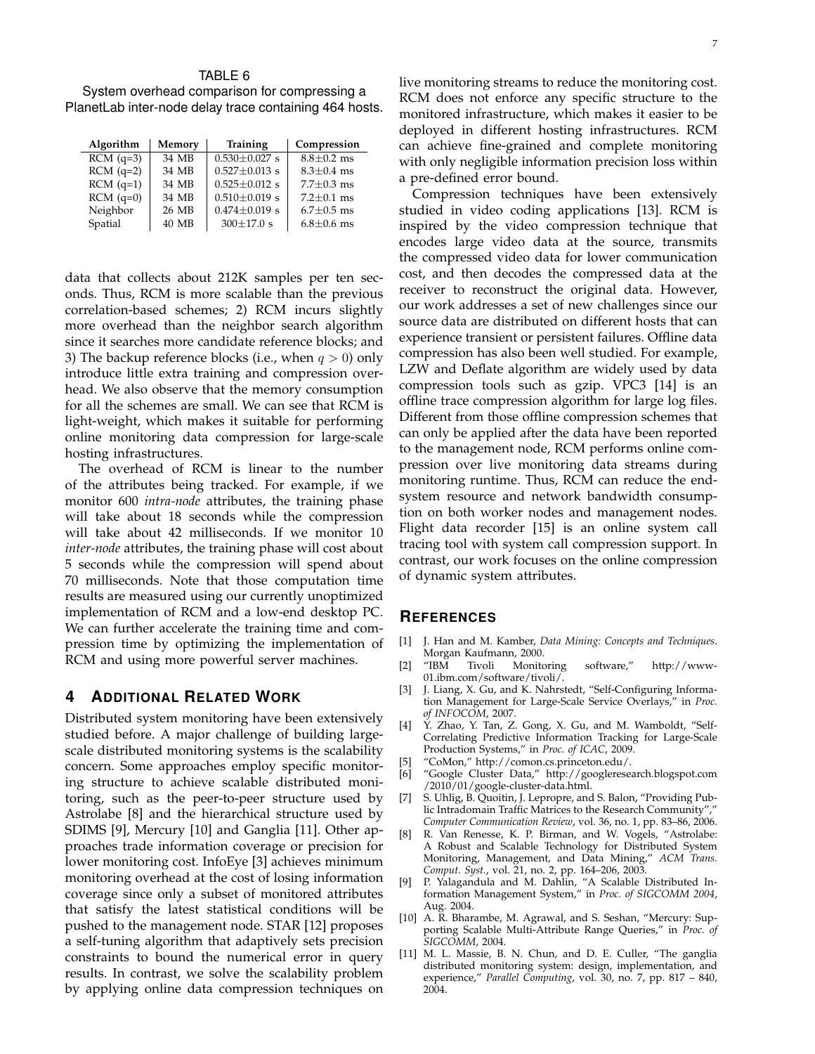TABLE 6
System overhead comparison for compressing a PlanetLab inter-node delay trace containing 464 hosts.

| Algorithm | Memory | Training | Compression |
|---|---|---|---|
| RCM (q=3) | 34 MB | 0.530±0.027 s | 8.8±0.2 ms |
| RCM (q=2) | 34 MB | 0.527±0.013 s | 8.3±0.4 ms |
| RCM (q=1) | 34 MB | 0.525±0.012 s | 7.7±0.3 ms |
| RCM (q=0) | 34 MB | 0.510±0.019 s | 7.2±0.1 ms |
| Neighbor | 26 MB | 0.474±0.019 s | 6.7±0.5 ms |
| Spatial | 40 MB | 300±17.0 s | 6.8±0.6 ms |

data that collects about 212K samples per ten seconds. Thus, RCM is more scalable than the previous correlation-based schemes; 2) RCM incurs slightly more overhead than the neighbor search algorithm since it searches more candidate reference blocks; and 3) The backup reference blocks (i.e., when $q > 0$) only introduce little extra training and compression overhead. We also observe that the memory consumption for all the schemes are small. We can see that RCM is light-weight, which makes it suitable for performing online monitoring data compression for large-scale hosting infrastructures.

The overhead of RCM is linear to the number of the attributes being tracked. For example, if we monitor 600 *intra-node* attributes, the training phase will take about 18 seconds while the compression will take about 42 milliseconds. If we monitor 10 *inter-node* attributes, the training phase will cost about 5 seconds while the compression will spend about 70 milliseconds. Note that those computation time results are measured using our currently unoptimized implementation of RCM and a low-end desktop PC. We can further accelerate the training time and compression time by optimizing the implementation of RCM and using more powerful server machines.

## 4 Additional Related Work

Distributed system monitoring have been extensively studied before. A major challenge of building large-scale distributed monitoring systems is the scalability concern. Some approaches employ specific monitoring structure to achieve scalable distributed monitoring, such as the peer-to-peer structure used by Astrolabe [8] and the hierarchical structure used by SDIMS [9], Mercury [10] and Ganglia [11]. Other approaches trade information coverage or precision for lower monitoring cost. InfoEye [3] achieves minimum monitoring overhead at the cost of losing information coverage since only a subset of monitored attributes that satisfy the latest statistical conditions will be pushed to the management node. STAR [12] proposes a self-tuning algorithm that adaptively sets precision constraints to bound the numerical error in query results. In contrast, we solve the scalability problem by applying online data compression techniques on live monitoring streams to reduce the monitoring cost. RCM does not enforce any specific structure to the monitored infrastructure, which makes it easier to be deployed in different hosting infrastructures. RCM can achieve fine-grained and complete monitoring with only negligible information precision loss within a pre-defined error bound.

Compression techniques have been extensively studied in video coding applications [13]. RCM is inspired by the video compression technique that encodes large video data at the source, transmits the compressed video data for lower communication cost, and then decodes the compressed data at the receiver to reconstruct the original data. However, our work addresses a set of new challenges since our source data are distributed on different hosts that can experience transient or persistent failures. Offline data compression has also been well studied. For example, LZW and Deflate algorithm are widely used by data compression tools such as gzip. VPC3 [14] is an offline trace compression algorithm for large log files. Different from those offline compression schemes that can only be applied after the data have been reported to the management node, RCM performs online compression over live monitoring data streams during monitoring runtime. Thus, RCM can reduce the end-system resource and network bandwidth consumption on both worker nodes and management nodes. Flight data recorder [15] is an online system call tracing tool with system call compression support. In contrast, our work focuses on the online compression of dynamic system attributes.

## References

[1] J. Han and M. Kamber, *Data Mining: Concepts and Techniques*. Morgan Kaufmann, 2000.

[2] "IBM Tivoli Monitoring software," http://www-01.ibm.com/software/tivoli/.

[3] J. Liang, X. Gu, and K. Nahrstedt, "Self-Configuring Information Management for Large-Scale Service Overlays," in *Proc. of INFOCOM*, 2007.

[4] Y. Zhao, Y. Tan, Z. Gong, X. Gu, and M. Wamboldt, "Self-Correlating Predictive Information Tracking for Large-Scale Production Systems," in *Proc. of ICAC*, 2009.

[5] "CoMon," http://comon.cs.princeton.edu/.

[6] "Google Cluster Data," http://googleresearch.blogspot.com/2010/01/google-cluster-data.html.

[7] S. Uhlig, B. Quoitin, J. Lepropre, and S. Balon, "Providing Public Intradomain Traffic Matrices to the Research Community"," *Computer Communication Review*, vol. 36, no. 1, pp. 83–86, 2006.

[8] R. Van Renesse, K. P. Birman, and W. Vogels, "Astrolabe: A Robust and Scalable Technology for Distributed System Monitoring, Management, and Data Mining," *ACM Trans. Comput. Syst.*, vol. 21, no. 2, pp. 164–206, 2003.

[9] P. Yalagandula and M. Dahlin, "A Scalable Distributed Information Management System," in *Proc. of SIGCOMM 2004*, Aug. 2004.

[10] A. R. Bharambe, M. Agrawal, and S. Seshan, "Mercury: Supporting Scalable Multi-Attribute Range Queries," in *Proc. of SIGCOMM*, 2004.

[11] M. L. Massie, B. N. Chun, and D. E. Culler, "The ganglia distributed monitoring system: design, implementation, and experience," *Parallel Computing*, vol. 30, no. 7, pp. 817 – 840, 2004.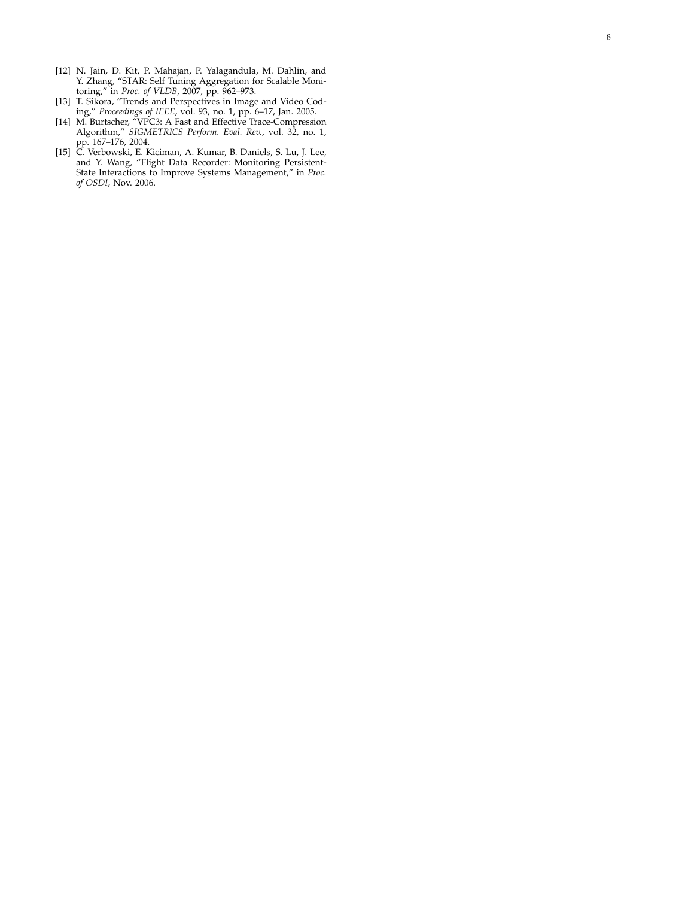[12] N. Jain, D. Kit, P. Mahajan, P. Yalagandula, M. Dahlin, and Y. Zhang, "STAR: Self Tuning Aggregation for Scalable Monitoring," in *Proc. of VLDB*, 2007, pp. 962–973.

[13] T. Sikora, "Trends and Perspectives in Image and Video Coding," *Proceedings of IEEE*, vol. 93, no. 1, pp. 6–17, Jan. 2005.

[14] M. Burtscher, "VPC3: A Fast and Effective Trace-Compression Algorithm," *SIGMETRICS Perform. Eval. Rev.*, vol. 32, no. 1, pp. 167–176, 2004.

[15] C. Verbowski, E. Kiciman, A. Kumar, B. Daniels, S. Lu, J. Lee, and Y. Wang, "Flight Data Recorder: Monitoring Persistent-State Interactions to Improve Systems Management," in *Proc. of OSDI*, Nov. 2006.